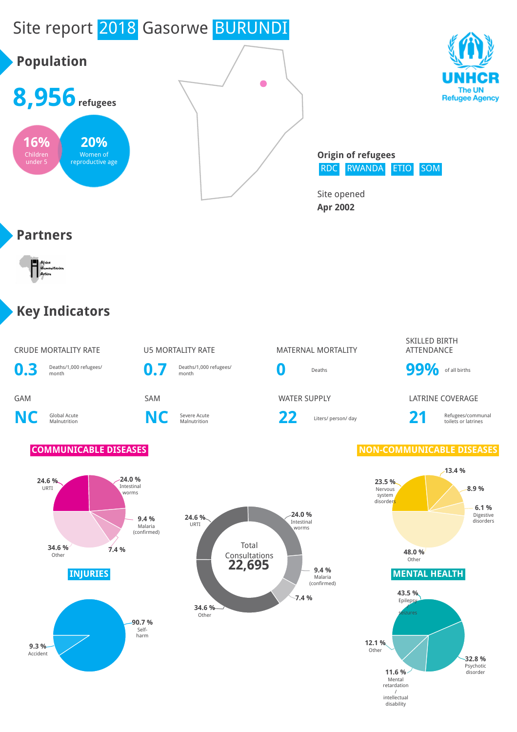# Site report 2018 Gasorwe BURUNDI

## Population

**8,956** refugees

**16%** Children under 5

**20%** Women of reproductive age

**Origin of refugees**

RDC RWANDA ETIO SOM

Site opened
**Apr 2002**

## Partners

Africa Humanitarian Action

## Key Indicators

| Indicator | Value | Unit |
|---|---|---|
| CRUDE MORTALITY RATE | 0.3 | Deaths/1,000 refugees/ month |
| U5 MORTALITY RATE | 0.7 | Deaths/1,000 refugees/ month |
| MATERNAL MORTALITY | 0 | Deaths |
| SKILLED BIRTH ATTENDANCE | 99% | of all births |
| GAM | NC | Global Acute Malnutrition |
| SAM | NC | Severe Acute Malnutrition |
| WATER SUPPLY | 22 | Liters/ person/ day |
| LATRINE COVERAGE | 21 | Refugees/communal toilets or latrines |

### COMMUNICABLE DISEASES

- 24.6 % URTI
- 24.0 % Intestinal worms
- 9.4 % Malaria (confirmed)
- 7.4 %
- 34.6 % Other

Total Consultations **22,695**

- 24.6 % URTI
- 24.0 % Intestinal worms
- 9.4 % Malaria (confirmed)
- 7.4 %
- 34.6 % Other

### INJURIES

- 90.7 % Self-harm
- 9.3 % Accident

### NON-COMMUNICABLE DISEASES

- 23.5 % Nervous system disorders
- 13.4 %
- 8.9 %
- 6.1 % Digestive disorders
- 48.0 % Other

### MENTAL HEALTH

- 43.5 % Epilepsy / seizures
- 32.8 % Psychotic disorder
- 11.6 % Mental retardation / intellectual disability
- 12.1 % Other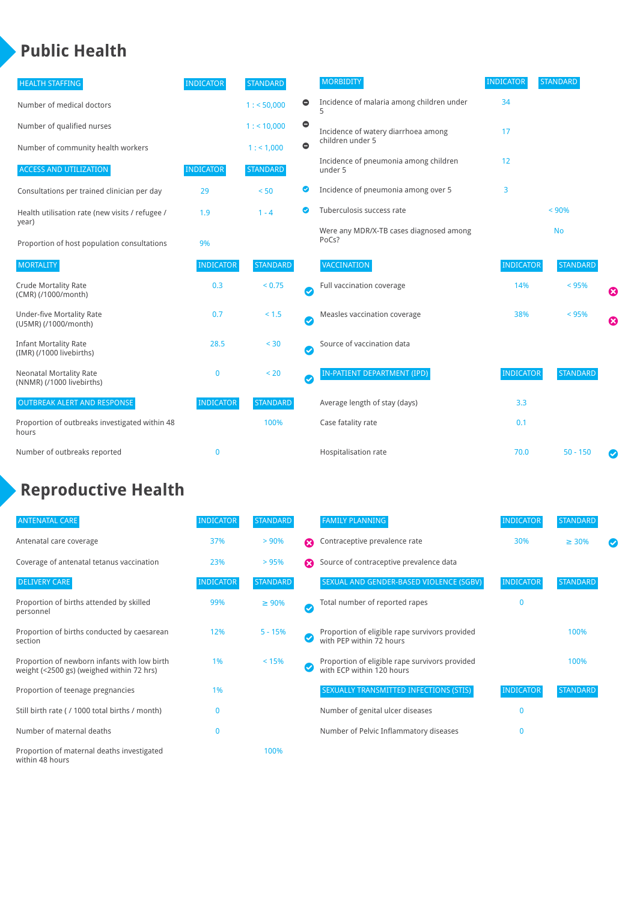# Public Health

| HEALTH STAFFING | INDICATOR | STANDARD | |
|---|---|---|---|
| Number of medical doctors | | 1 : < 50,000 | ⊖ |
| Number of qualified nurses | | 1 : < 10,000 | ⊖ |
| Number of community health workers | | 1 : < 1,000 | ⊖ |

| ACCESS AND UTILIZATION | INDICATOR | STANDARD | |
|---|---|---|---|
| Consultations per trained clinician per day | 29 | < 50 | ✔ |
| Health utilisation rate (new visits / refugee / year) | 1.9 | 1 - 4 | ✔ |
| Proportion of host population consultations | 9% | | |

| MORTALITY | INDICATOR | STANDARD | |
|---|---|---|---|
| Crude Mortality Rate (CMR) (/1000/month) | 0.3 | < 0.75 | ✔ |
| Under-five Mortality Rate (U5MR) (/1000/month) | 0.7 | < 1.5 | ✔ |
| Infant Mortality Rate (IMR) (/1000 livebirths) | 28.5 | < 30 | ✔ |
| Neonatal Mortality Rate (NNMR) (/1000 livebirths) | 0 | < 20 | ✔ |

| OUTBREAK ALERT AND RESPONSE | INDICATOR | STANDARD |
|---|---|---|
| Proportion of outbreaks investigated within 48 hours | | 100% |
| Number of outbreaks reported | 0 | |

| MORBIDITY | INDICATOR | STANDARD |
|---|---|---|
| Incidence of malaria among children under 5 | 34 | |
| Incidence of watery diarrhoea among children under 5 | 17 | |
| Incidence of pneumonia among children under 5 | 12 | |
| Incidence of pneumonia among over 5 | 3 | |
| Tuberculosis success rate | | < 90% |
| Were any MDR/X-TB cases diagnosed among PoCs? | | No |

| VACCINATION | INDICATOR | STANDARD | |
|---|---|---|---|
| Full vaccination coverage | 14% | < 95% | ✖ |
| Measles vaccination coverage | 38% | < 95% | ✖ |
| Source of vaccination data | | | |

| IN-PATIENT DEPARTMENT (IPD) | INDICATOR | STANDARD | |
|---|---|---|---|
| Average length of stay (days) | 3.3 | | |
| Case fatality rate | 0.1 | | |
| Hospitalisation rate | 70.0 | 50 - 150 | ✔ |

# Reproductive Health

| ANTENATAL CARE | INDICATOR | STANDARD | |
|---|---|---|---|
| Antenatal care coverage | 37% | > 90% | ✖ |
| Coverage of antenatal tetanus vaccination | 23% | > 95% | ✖ |

| DELIVERY CARE | INDICATOR | STANDARD | |
|---|---|---|---|
| Proportion of births attended by skilled personnel | 99% | ≥ 90% | ✔ |
| Proportion of births conducted by caesarean section | 12% | 5 - 15% | ✔ |
| Proportion of newborn infants with low birth weight (<2500 gs) (weighed within 72 hrs) | 1% | < 15% | ✔ |
| Proportion of teenage pregnancies | 1% | | |
| Still birth rate ( / 1000 total births / month) | 0 | | |
| Number of maternal deaths | 0 | | |
| Proportion of maternal deaths investigated within 48 hours | | 100% | |

| FAMILY PLANNING | INDICATOR | STANDARD | |
|---|---|---|---|
| Contraceptive prevalence rate | 30% | ≥ 30% | ✔ |
| Source of contraceptive prevalence data | | | |

| SEXUAL AND GENDER-BASED VIOLENCE (SGBV) | INDICATOR | STANDARD |
|---|---|---|
| Total number of reported rapes | 0 | |
| Proportion of eligible rape survivors provided with PEP within 72 hours | | 100% |
| Proportion of eligible rape survivors provided with ECP within 120 hours | | 100% |

| SEXUALLY TRANSMITTED INFECTIONS (STIS) | INDICATOR | STANDARD |
|---|---|---|
| Number of genital ulcer diseases | 0 | |
| Number of Pelvic Inflammatory diseases | 0 | |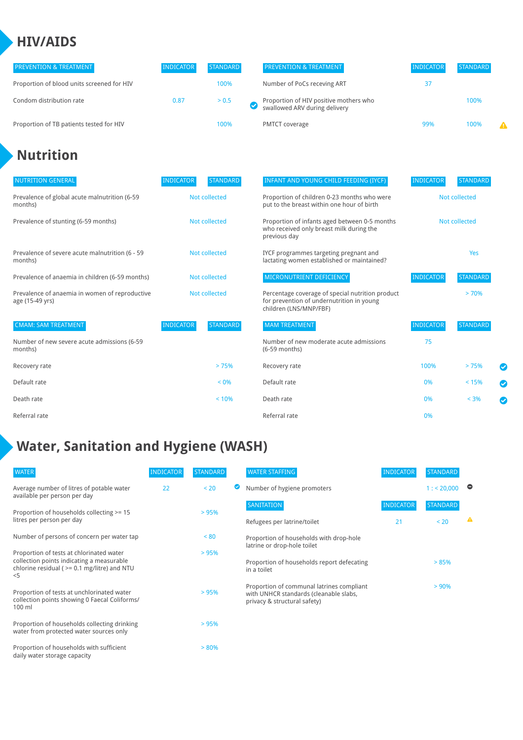# HIV/AIDS

| PREVENTION & TREATMENT | INDICATOR | STANDARD |
|---|---|---|
| Proportion of blood units screened for HIV | | 100% |
| Condom distribution rate | 0.87 | > 0.5 |
| Proportion of TB patients tested for HIV | | 100% |

| PREVENTION & TREATMENT | INDICATOR | STANDARD |
|---|---|---|
| Number of PoCs receving ART | 37 | |
| Proportion of HIV positive mothers who swallowed ARV during delivery | | 100% |
| PMTCT coverage | 99% | 100% |

# Nutrition

| NUTRITION GENERAL | INDICATOR | STANDARD |
|---|---|---|
| Prevalence of global acute malnutrition (6-59 months) | Not collected | |
| Prevalence of stunting (6-59 months) | Not collected | |
| Prevalence of severe acute malnutrition (6 - 59 months) | Not collected | |
| Prevalence of anaemia in children (6-59 months) | Not collected | |
| Prevalence of anaemia in women of reproductive age (15-49 yrs) | Not collected | |

| INFANT AND YOUNG CHILD FEEDING (IYCF) | INDICATOR | STANDARD |
|---|---|---|
| Proportion of children 0-23 months who were put to the breast within one hour of birth | Not collected | |
| Proportion of infants aged between 0-5 months who received only breast milk during the previous day | Not collected | |
| IYCF programmes targeting pregnant and lactating women established or maintained? | | Yes |

| MICRONUTRIENT DEFICIENCY | INDICATOR | STANDARD |
|---|---|---|
| Percentage coverage of special nutrition product for prevention of undernutrition in young children (LNS/MNP/FBF) | | > 70% |

| CMAM: SAM TREATMENT | INDICATOR | STANDARD |
|---|---|---|
| Number of new severe acute admissions (6-59 months) | | |
| Recovery rate | | > 75% |
| Default rate | | < 0% |
| Death rate | | < 10% |
| Referral rate | | |

| MAM TREATMENT | INDICATOR | STANDARD |
|---|---|---|
| Number of new moderate acute admissions (6-59 months) | 75 | |
| Recovery rate | 100% | > 75% |
| Default rate | 0% | < 15% |
| Death rate | 0% | < 3% |
| Referral rate | 0% | |

# Water, Sanitation and Hygiene (WASH)

| WATER | INDICATOR | STANDARD |
|---|---|---|
| Average number of litres of potable water available per person per day | 22 | < 20 |
| Proportion of households collecting >= 15 litres per person per day | | > 95% |
| Number of persons of concern per water tap | | < 80 |
| Proportion of tests at chlorinated water collection points indicating a measurable chlorine residual ( >= 0.1 mg/litre) and NTU <5 | | > 95% |
| Proportion of tests at unchlorinated water collection points showing 0 Faecal Coliforms/ 100 ml | | > 95% |
| Proportion of households collecting drinking water from protected water sources only | | > 95% |
| Proportion of households with sufficient daily water storage capacity | | > 80% |

| WATER STAFFING | INDICATOR | STANDARD |
|---|---|---|
| Number of hygiene promoters | | 1 : < 20,000 |

| SANITATION | INDICATOR | STANDARD |
|---|---|---|
| Refugees per latrine/toilet | 21 | < 20 |
| Proportion of households with drop-hole latrine or drop-hole toilet | | |
| Proportion of households report defecating in a toilet | | > 85% |
| Proportion of communal latrines compliant with UNHCR standards (cleanable slabs, privacy & structural safety) | | > 90% |